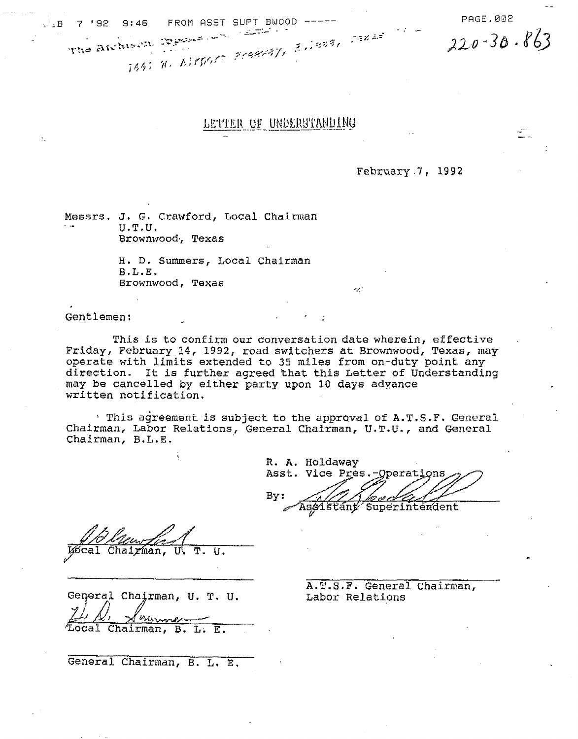The Atchison, Topeka ... 1441 W. Airport Freeway, ... Texas

220-30-863

# LETTER OF UNDERSTANDING

February 7, 1992

Messrs. J. G. Crawford, Local Chairman
U.T.U.
Brownwood, Texas

H. D. Summers, Local Chairman
B.L.E.
Brownwood, Texas

Gentlemen:

This is to confirm our conversation date wherein, effective Friday, February 14, 1992, road switchers at Brownwood, Texas, may operate with limits extended to 35 miles from on-duty point any direction. It is further agreed that this Letter of Understanding may be cancelled by either party upon 10 days advance written notification.

This agreement is subject to the approval of A.T.S.F. General Chairman, Labor Relations, General Chairman, U.T.U., and General Chairman, B.L.E.

R. A. Holdaway
Asst. Vice Pres.-Operations

By: _______________
Assistant Superintendent

_______________
Local Chairman, U. T. U.

_______________
General Chairman, U. T. U.

_______________
Local Chairman, B. L. E.

_______________
General Chairman, B. L. E.

_______________
A.T.S.F. General Chairman,
Labor Relations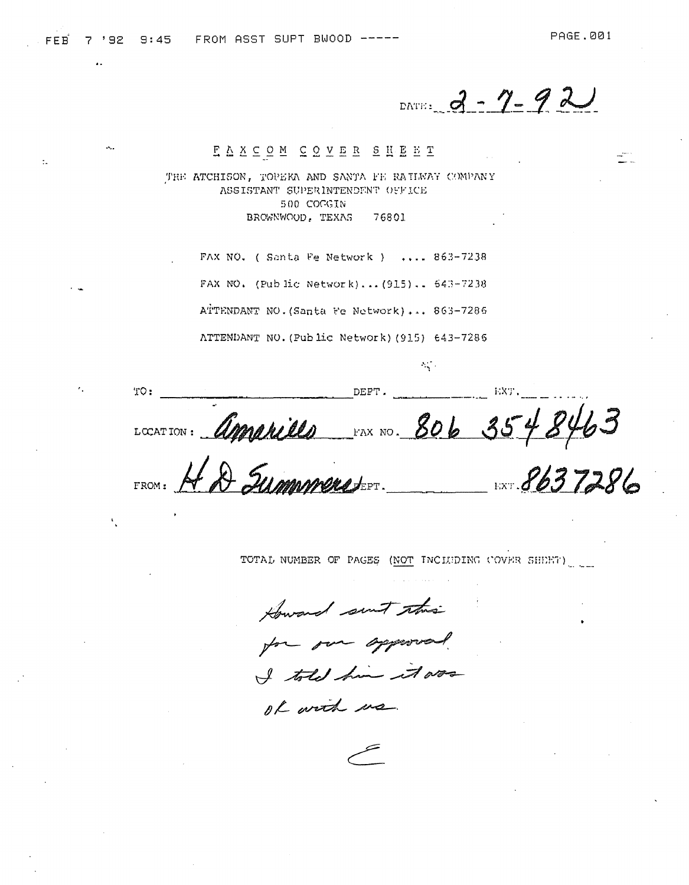FEB 7 '92 9:45 FROM ASST SUPT BWOOD -----

DATE: 2-7-92

# FAXCOM COVER SHEET

THE ATCHISON, TOPEKA AND SANTA FE RAILWAY COMPANY
ASSISTANT SUPERINTENDENT OFFICE
500 COGGIN
BROWNWOOD, TEXAS 76801

FAX NO. ( Santa Fe Network ) .... 863-7238

FAX NO. (Public Network)...(915).. 643-7238

ATTENDANT NO.(Santa Fe Network)... 863-7286

ATTENDANT NO.(Public Network)(915) 643-7286

TO: ______________________ DEPT. __________ EXT. ______

LOCATION: Amarillo FAX NO. 806 354 8463

FROM: H D Summers DEPT. __________ EXT. 8637286

TOTAL NUMBER OF PAGES (NOT INCLUDING COVER SHEET) ___

Howard sent this
for our approval.
I told him it was
ok with us.

E